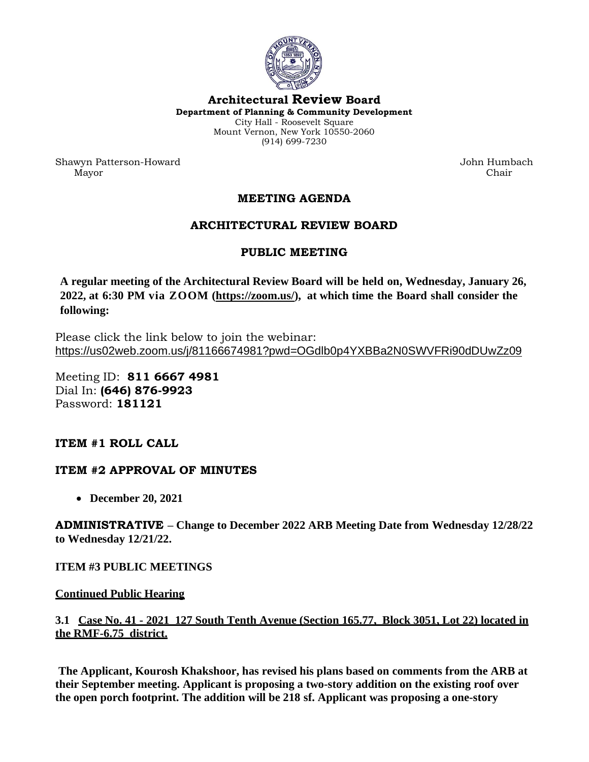# Architectural Review Board

**Department of Planning & Community Development**
City Hall - Roosevelt Square
Mount Vernon, New York 10550-2060
(914) 699-7230

Shawyn Patterson-Howard
Mayor

John Humbach
Chair

## MEETING AGENDA

## ARCHITECTURAL REVIEW BOARD

## PUBLIC MEETING

**A regular meeting of the Architectural Review Board will be held on, Wednesday, January 26, 2022, at 6:30 PM via ZOOM (https://zoom.us/), at which time the Board shall consider the following:**

Please click the link below to join the webinar:
https://us02web.zoom.us/j/81166674981?pwd=OGdlb0p4YXBBa2N0SWVFRi90dDUwZz09

Meeting ID: **811 6667 4981**
Dial In: **(646) 876-9923**
Password: **181121**

### ITEM #1 ROLL CALL

### ITEM #2 APPROVAL OF MINUTES

- **December 20, 2021**

**ADMINISTRATIVE – Change to December 2022 ARB Meeting Date from Wednesday 12/28/22 to Wednesday 12/21/22.**

### ITEM #3 PUBLIC MEETINGS

**Continued Public Hearing**

**3.1 Case No. 41 - 2021 127 South Tenth Avenue (Section 165.77, Block 3051, Lot 22) located in the RMF-6.75 district.**

**The Applicant, Kourosh Khakshoor, has revised his plans based on comments from the ARB at their September meeting. Applicant is proposing a two-story addition on the existing roof over the open porch footprint. The addition will be 218 sf. Applicant was proposing a one-story**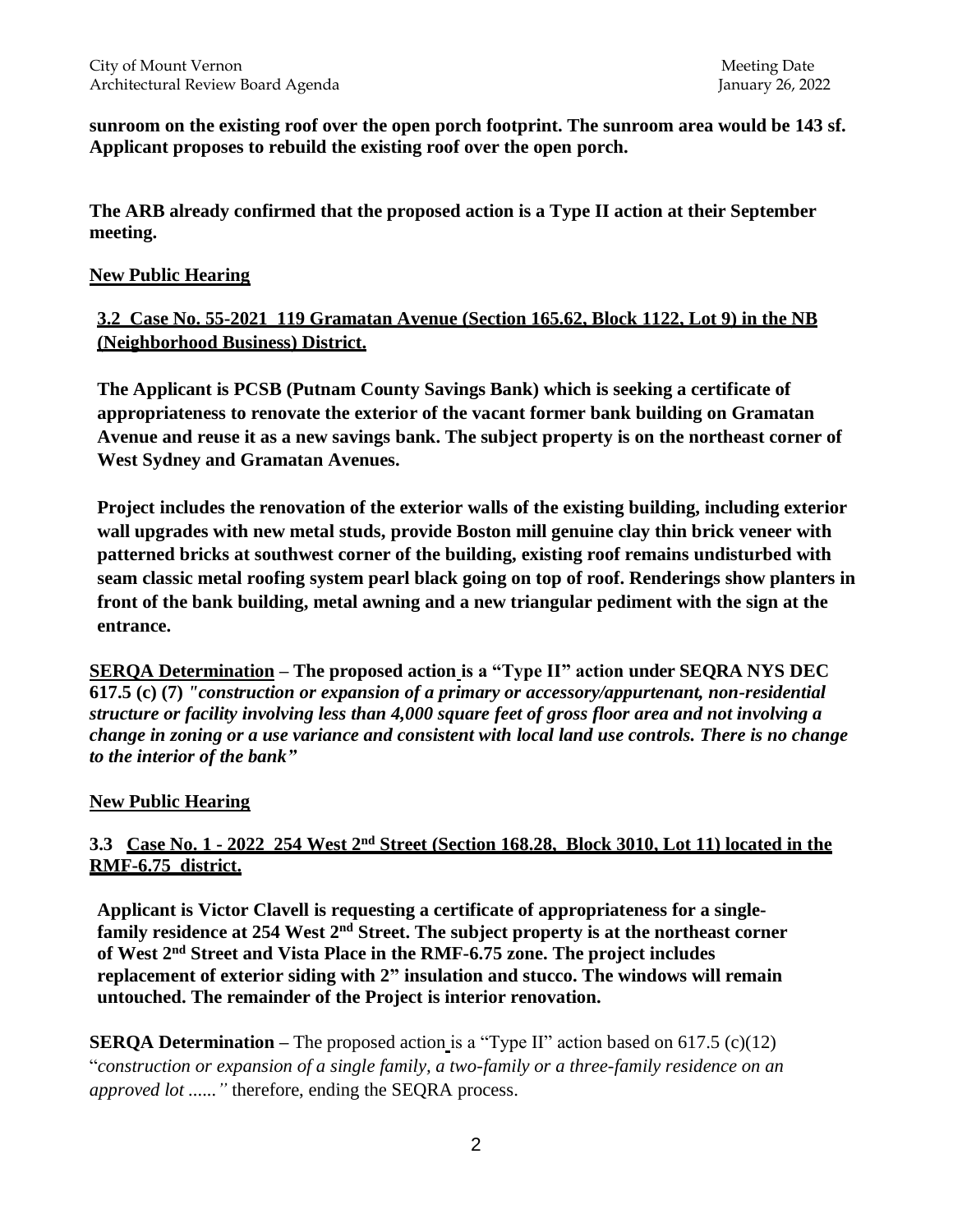**sunroom on the existing roof over the open porch footprint. The sunroom area would be 143 sf. Applicant proposes to rebuild the existing roof over the open porch.**

**The ARB already confirmed that the proposed action is a Type II action at their September meeting.**

**New Public Hearing**

**3.2 Case No. 55-2021 119 Gramatan Avenue (Section 165.62, Block 1122, Lot 9) in the NB (Neighborhood Business) District.**

**The Applicant is PCSB (Putnam County Savings Bank) which is seeking a certificate of appropriateness to renovate the exterior of the vacant former bank building on Gramatan Avenue and reuse it as a new savings bank. The subject property is on the northeast corner of West Sydney and Gramatan Avenues.**

**Project includes the renovation of the exterior walls of the existing building, including exterior wall upgrades with new metal studs, provide Boston mill genuine clay thin brick veneer with patterned bricks at southwest corner of the building, existing roof remains undisturbed with seam classic metal roofing system pearl black going on top of roof. Renderings show planters in front of the bank building, metal awning and a new triangular pediment with the sign at the entrance.**

**SERQA Determination – The proposed action is a "Type II" action under SEQRA NYS DEC 617.5 (c) (7)** ***"construction or expansion of a primary or accessory/appurtenant, non-residential structure or facility involving less than 4,000 square feet of gross floor area and not involving a change in zoning or a use variance and consistent with local land use controls. There is no change to the interior of the bank"***

**New Public Hearing**

**3.3 Case No. 1 - 2022 254 West 2nd Street (Section 168.28, Block 3010, Lot 11) located in the RMF-6.75 district.**

**Applicant is Victor Clavell is requesting a certificate of appropriateness for a single-family residence at 254 West 2nd Street. The subject property is at the northeast corner of West 2nd Street and Vista Place in the RMF-6.75 zone. The project includes replacement of exterior siding with 2" insulation and stucco. The windows will remain untouched. The remainder of the Project is interior renovation.**

**SERQA Determination –** The proposed action is a "Type II" action based on 617.5 (c)(12) "*construction or expansion of a single family, a two-family or a three-family residence on an approved lot ......"* therefore, ending the SEQRA process.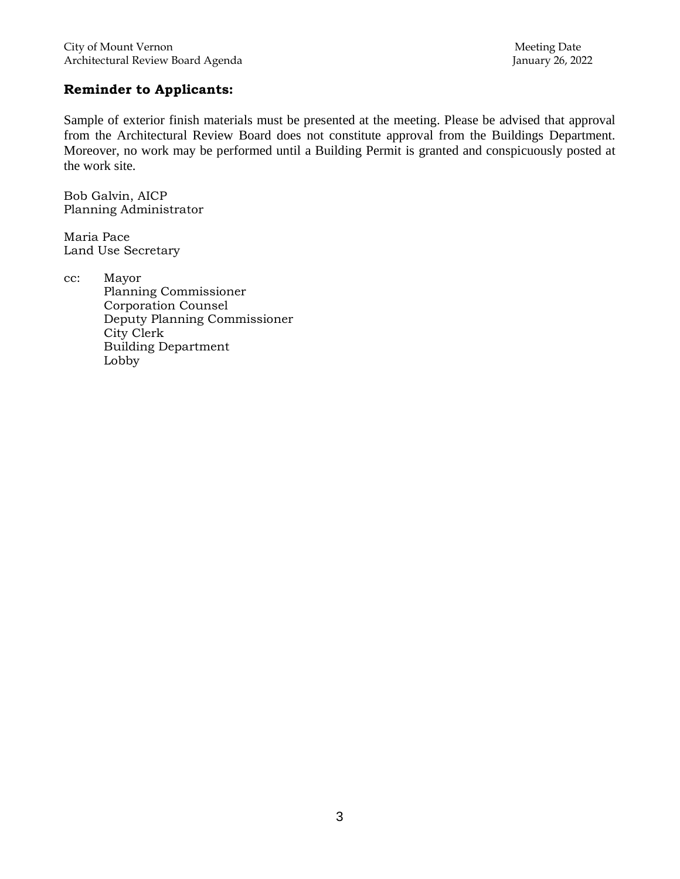**Reminder to Applicants:**

Sample of exterior finish materials must be presented at the meeting. Please be advised that approval from the Architectural Review Board does not constitute approval from the Buildings Department. Moreover, no work may be performed until a Building Permit is granted and conspicuously posted at the work site.

Bob Galvin, AICP
Planning Administrator

Maria Pace
Land Use Secretary

cc: Mayor
Planning Commissioner
Corporation Counsel
Deputy Planning Commissioner
City Clerk
Building Department
Lobby